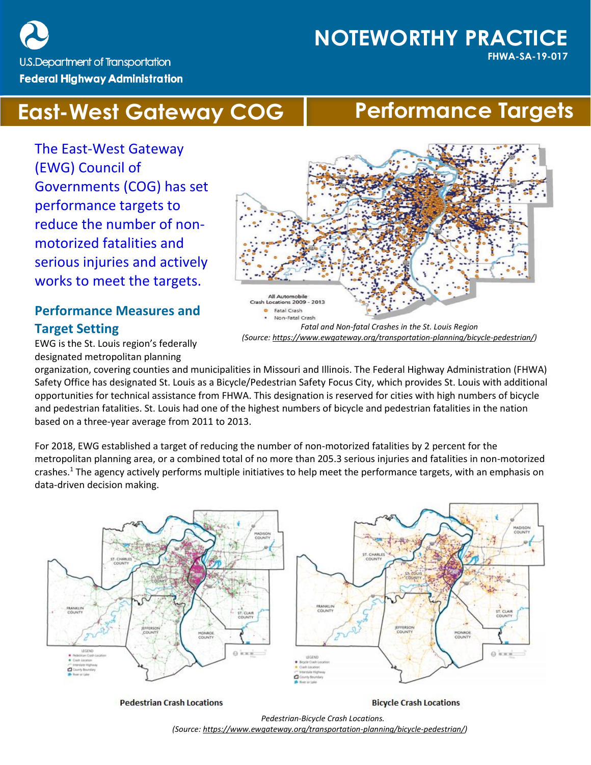U.S.Department of Transportation
**Federal Highway Administration**

**NOTEWORTHY PRACTICE**
**FHWA-SA-19-017**

# East-West Gateway COG | Performance Targets

The East-West Gateway (EWG) Council of Governments (COG) has set performance targets to reduce the number of non-motorized fatalities and serious injuries and actively works to meet the targets.

*Fatal and Non-fatal Crashes in the St. Louis Region*
*(Source: https://www.ewgateway.org/transportation-planning/bicycle-pedestrian/)*

## Performance Measures and Target Setting

EWG is the St. Louis region's federally designated metropolitan planning organization, covering counties and municipalities in Missouri and Illinois. The Federal Highway Administration (FHWA) Safety Office has designated St. Louis as a Bicycle/Pedestrian Safety Focus City, which provides St. Louis with additional opportunities for technical assistance from FHWA. This designation is reserved for cities with high numbers of bicycle and pedestrian fatalities. St. Louis had one of the highest numbers of bicycle and pedestrian fatalities in the nation based on a three-year average from 2011 to 2013.

For 2018, EWG established a target of reducing the number of non-motorized fatalities by 2 percent for the metropolitan planning area, or a combined total of no more than 205.3 serious injuries and fatalities in non-motorized crashes.[1] The agency actively performs multiple initiatives to help meet the performance targets, with an emphasis on data-driven decision making.

**Pedestrian Crash Locations** | **Bicycle Crash Locations**

*Pedestrian-Bicycle Crash Locations.*
*(Source: https://www.ewgateway.org/transportation-planning/bicycle-pedestrian/)*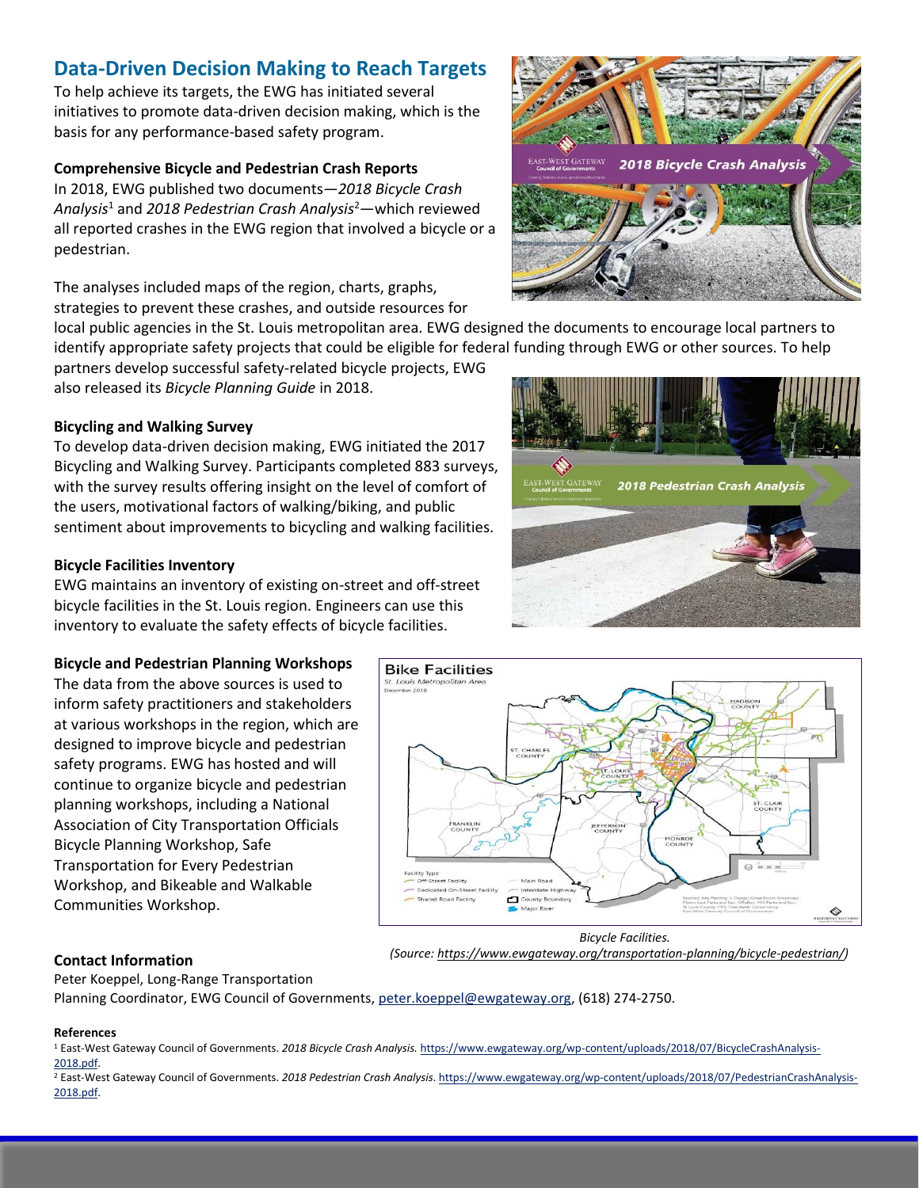## Data-Driven Decision Making to Reach Targets

To help achieve its targets, the EWG has initiated several initiatives to promote data-driven decision making, which is the basis for any performance-based safety program.

### Comprehensive Bicycle and Pedestrian Crash Reports

In 2018, EWG published two documents—*2018 Bicycle Crash Analysis*[1] and *2018 Pedestrian Crash Analysis*[2]—which reviewed all reported crashes in the EWG region that involved a bicycle or a pedestrian.

The analyses included maps of the region, charts, graphs, strategies to prevent these crashes, and outside resources for local public agencies in the St. Louis metropolitan area. EWG designed the documents to encourage local partners to identify appropriate safety projects that could be eligible for federal funding through EWG or other sources. To help partners develop successful safety-related bicycle projects, EWG also released its *Bicycle Planning Guide* in 2018.

### Bicycling and Walking Survey

To develop data-driven decision making, EWG initiated the 2017 Bicycling and Walking Survey. Participants completed 883 surveys, with the survey results offering insight on the level of comfort of the users, motivational factors of walking/biking, and public sentiment about improvements to bicycling and walking facilities.

### Bicycle Facilities Inventory

EWG maintains an inventory of existing on-street and off-street bicycle facilities in the St. Louis region. Engineers can use this inventory to evaluate the safety effects of bicycle facilities.

### Bicycle and Pedestrian Planning Workshops

The data from the above sources is used to inform safety practitioners and stakeholders at various workshops in the region, which are designed to improve bicycle and pedestrian safety programs. EWG has hosted and will continue to organize bicycle and pedestrian planning workshops, including a National Association of City Transportation Officials Bicycle Planning Workshop, Safe Transportation for Every Pedestrian Workshop, and Bikeable and Walkable Communities Workshop.

*Bicycle Facilities.*
*(Source: https://www.ewgateway.org/transportation-planning/bicycle-pedestrian/)*

### Contact Information

Peter Koeppel, Long-Range Transportation Planning Coordinator, EWG Council of Governments, peter.koeppel@ewgateway.org, (618) 274-2750.

#### References

[1] East-West Gateway Council of Governments. *2018 Bicycle Crash Analysis.* https://www.ewgateway.org/wp-content/uploads/2018/07/BicycleCrashAnalysis-2018.pdf.

[2] East-West Gateway Council of Governments. *2018 Pedestrian Crash Analysis*. https://www.ewgateway.org/wp-content/uploads/2018/07/PedestrianCrashAnalysis-2018.pdf.